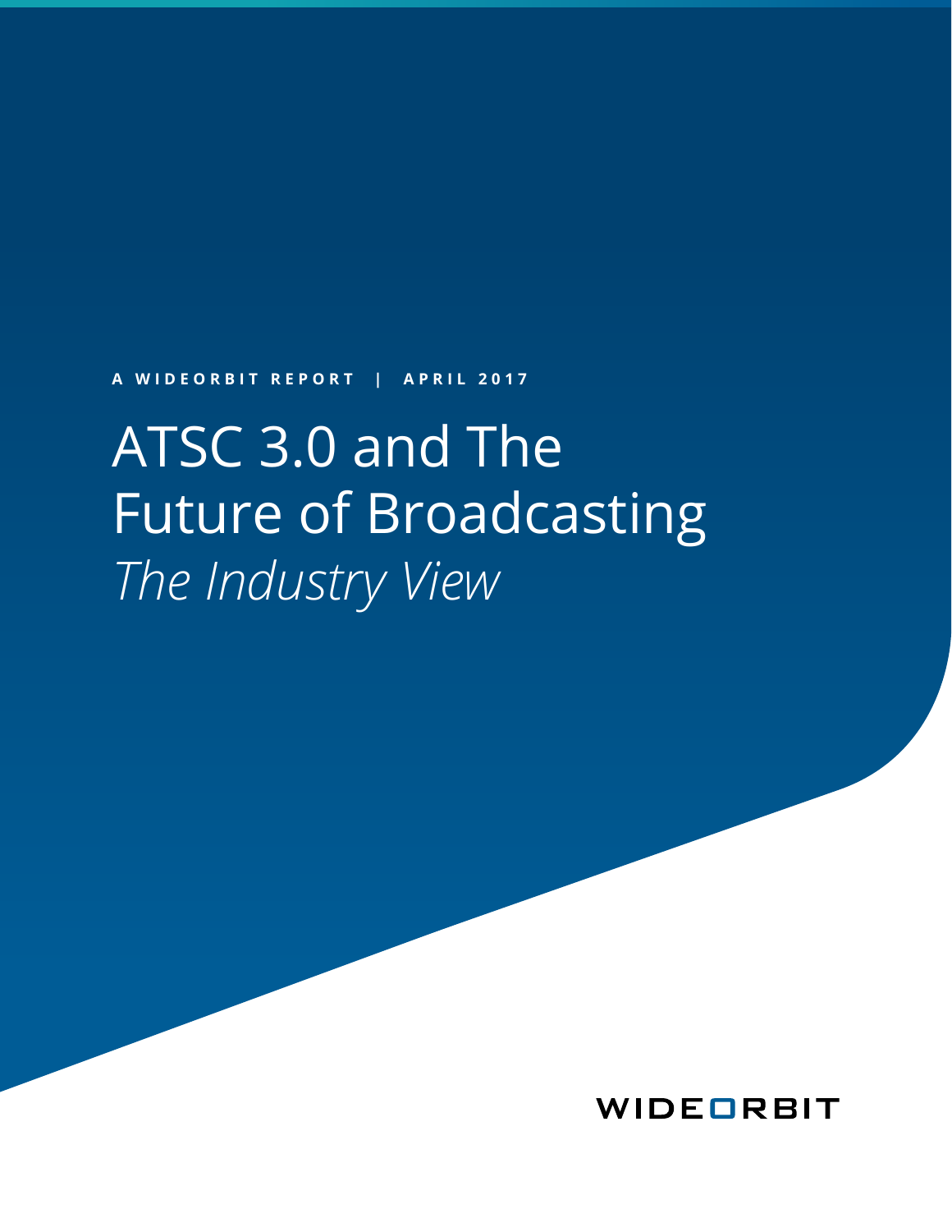**A WIDEORBIT REPORT | APRIL 2017**

# ATSC 3.0 and The Future of Broadcasting

*The Industry View*

WIDEORBIT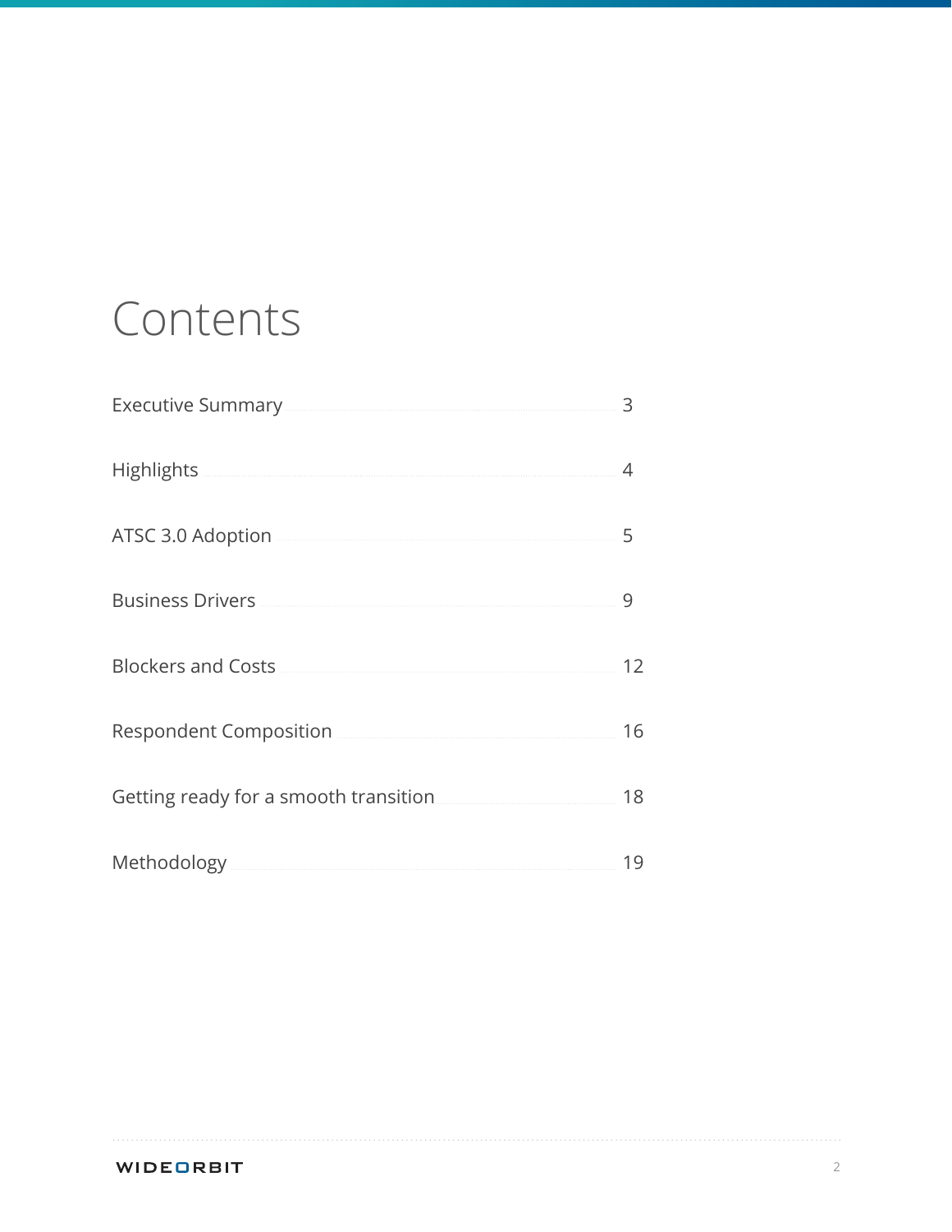# Contents

| | |
|---|---|
| Executive Summary | 3 |
| Highlights | 4 |
| ATSC 3.0 Adoption | 5 |
| Business Drivers | 9 |
| Blockers and Costs | 12 |
| Respondent Composition | 16 |
| Getting ready for a smooth transition | 18 |
| Methodology | 19 |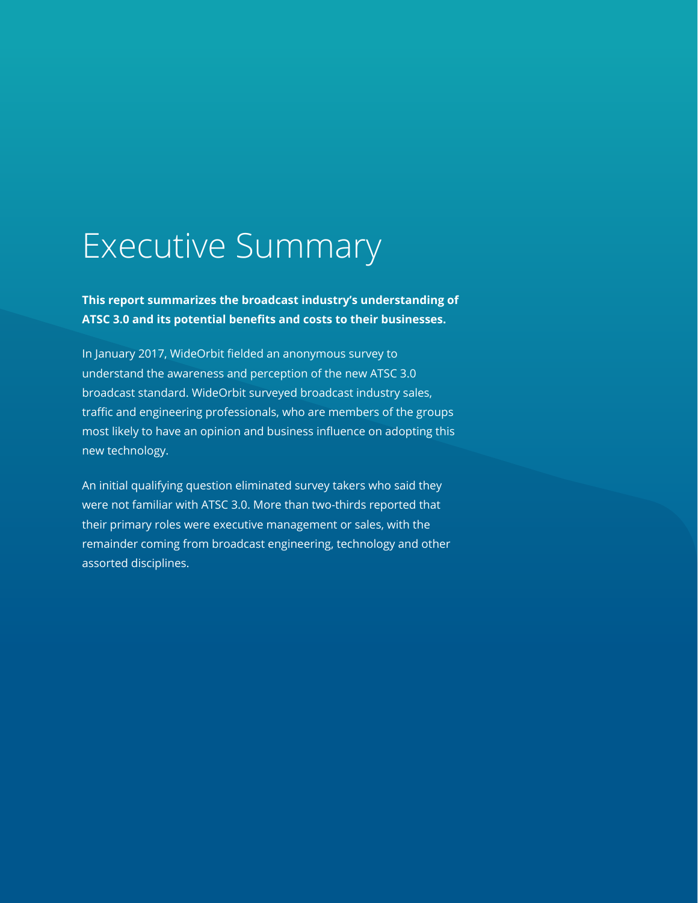# Executive Summary

**This report summarizes the broadcast industry's understanding of ATSC 3.0 and its potential benefits and costs to their businesses.**

In January 2017, WideOrbit fielded an anonymous survey to understand the awareness and perception of the new ATSC 3.0 broadcast standard. WideOrbit surveyed broadcast industry sales, traffic and engineering professionals, who are members of the groups most likely to have an opinion and business influence on adopting this new technology.

An initial qualifying question eliminated survey takers who said they were not familiar with ATSC 3.0. More than two-thirds reported that their primary roles were executive management or sales, with the remainder coming from broadcast engineering, technology and other assorted disciplines.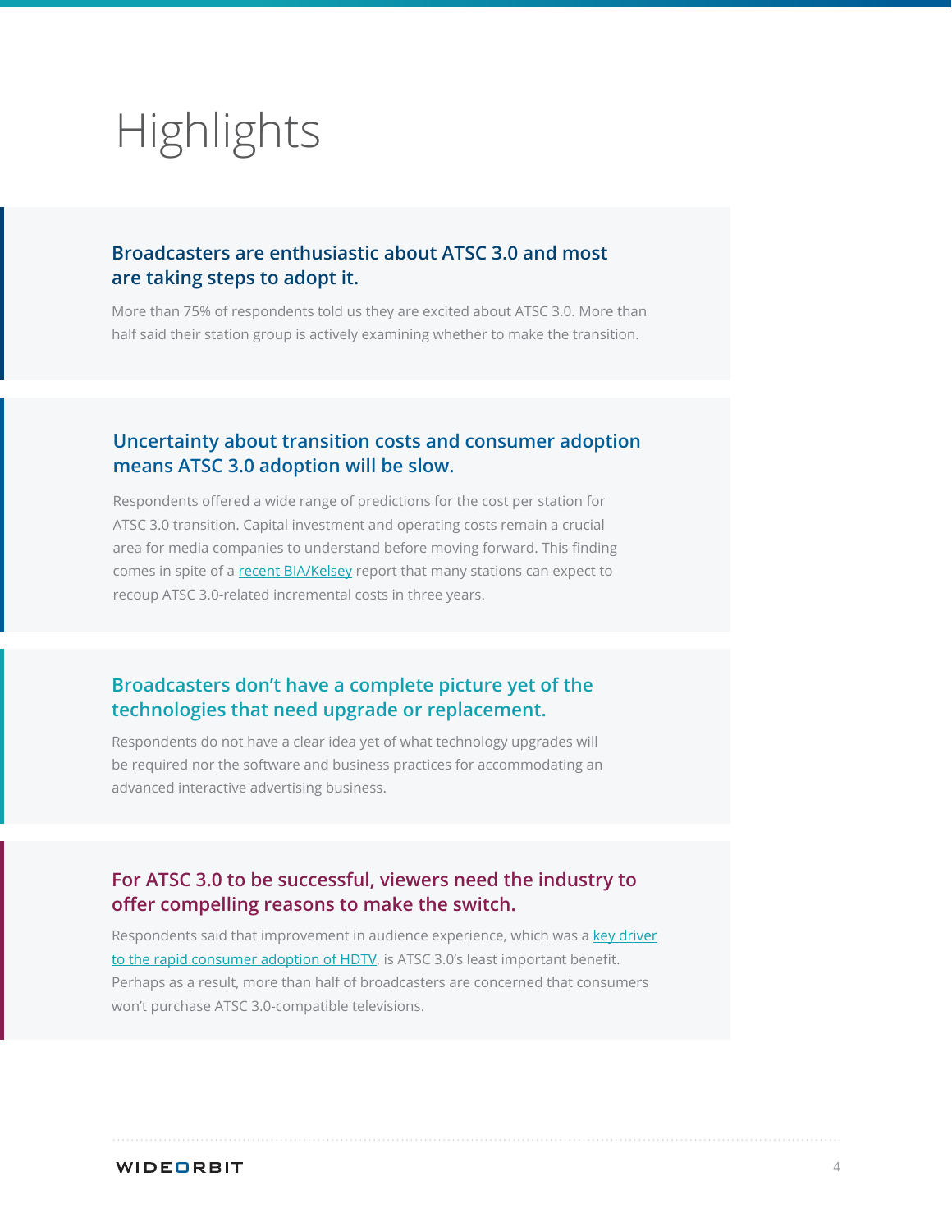# Highlights

### Broadcasters are enthusiastic about ATSC 3.0 and most are taking steps to adopt it.

More than 75% of respondents told us they are excited about ATSC 3.0. More than half said their station group is actively examining whether to make the transition.

### Uncertainty about transition costs and consumer adoption means ATSC 3.0 adoption will be slow.

Respondents offered a wide range of predictions for the cost per station for ATSC 3.0 transition. Capital investment and operating costs remain a crucial area for media companies to understand before moving forward. This finding comes in spite of a recent BIA/Kelsey report that many stations can expect to recoup ATSC 3.0-related incremental costs in three years.

### Broadcasters don't have a complete picture yet of the technologies that need upgrade or replacement.

Respondents do not have a clear idea yet of what technology upgrades will be required nor the software and business practices for accommodating an advanced interactive advertising business.

### For ATSC 3.0 to be successful, viewers need the industry to offer compelling reasons to make the switch.

Respondents said that improvement in audience experience, which was a key driver to the rapid consumer adoption of HDTV, is ATSC 3.0's least important benefit. Perhaps as a result, more than half of broadcasters are concerned that consumers won't purchase ATSC 3.0-compatible televisions.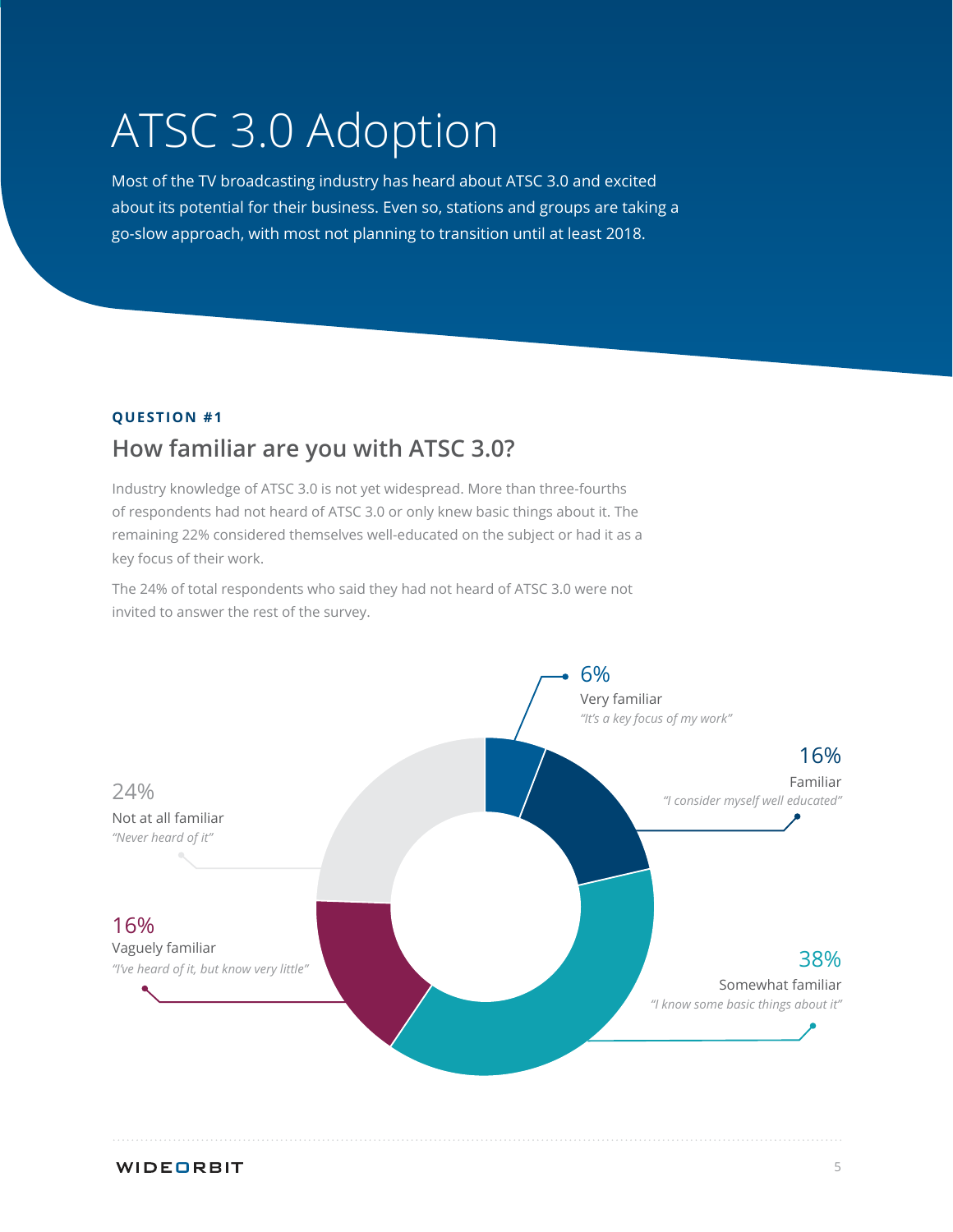# ATSC 3.0 Adoption

Most of the TV broadcasting industry has heard about ATSC 3.0 and excited about its potential for their business. Even so, stations and groups are taking a go-slow approach, with most not planning to transition until at least 2018.

**QUESTION #1**

## How familiar are you with ATSC 3.0?

Industry knowledge of ATSC 3.0 is not yet widespread. More than three-fourths of respondents had not heard of ATSC 3.0 or only knew basic things about it. The remaining 22% considered themselves well-educated on the subject or had it as a key focus of their work.

The 24% of total respondents who said they had not heard of ATSC 3.0 were not invited to answer the rest of the survey.

6%
Very familiar
*"It's a key focus of my work"*

16%
Familiar
*"I consider myself well educated"*

38%
Somewhat familiar
*"I know some basic things about it"*

16%
Vaguely familiar
*"I've heard of it, but know very little"*

24%
Not at all familiar
*"Never heard of it"*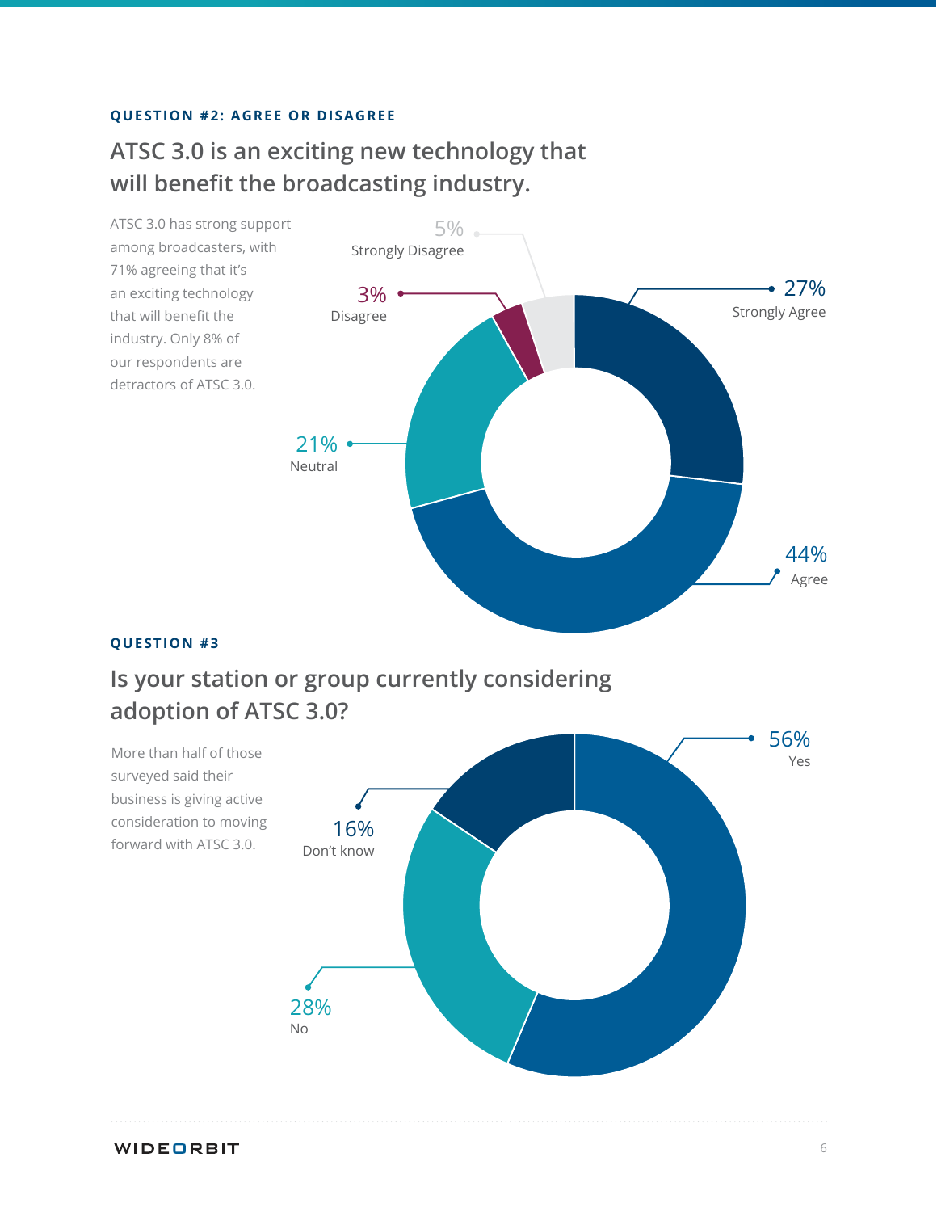### QUESTION #2: AGREE OR DISAGREE

## ATSC 3.0 is an exciting new technology that will benefit the broadcasting industry.

ATSC 3.0 has strong support among broadcasters, with 71% agreeing that it's an exciting technology that will benefit the industry. Only 8% of our respondents are detractors of ATSC 3.0.

5% Strongly Disagree

3% Disagree

27% Strongly Agree

21% Neutral

44% Agree

### QUESTION #3

## Is your station or group currently considering adoption of ATSC 3.0?

More than half of those surveyed said their business is giving active consideration to moving forward with ATSC 3.0.

56% Yes

16% Don't know

28% No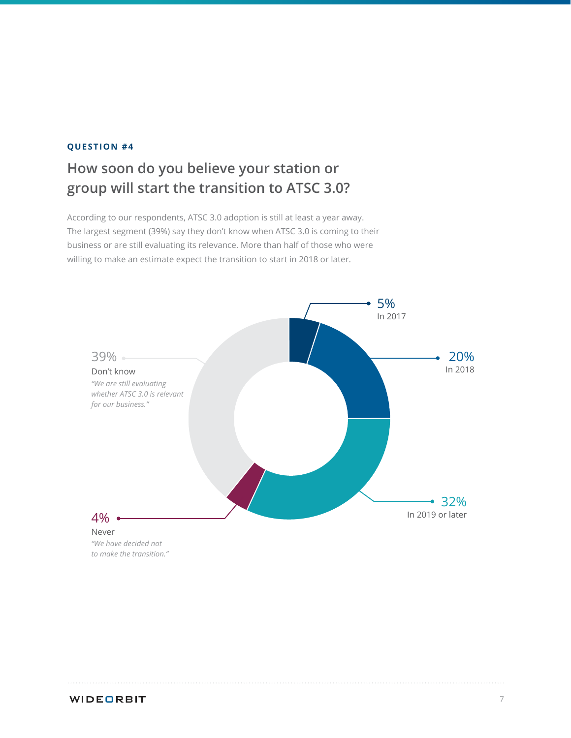**QUESTION #4**

## How soon do you believe your station or group will start the transition to ATSC 3.0?

According to our respondents, ATSC 3.0 adoption is still at least a year away. The largest segment (39%) say they don't know when ATSC 3.0 is coming to their business or are still evaluating its relevance. More than half of those who were willing to make an estimate expect the transition to start in 2018 or later.

5%
In 2017

20%
In 2018

32%
In 2019 or later

4%
Never
*"We have decided not to make the transition."*

39%
Don't know
*"We are still evaluating whether ATSC 3.0 is relevant for our business."*

WIDEORBIT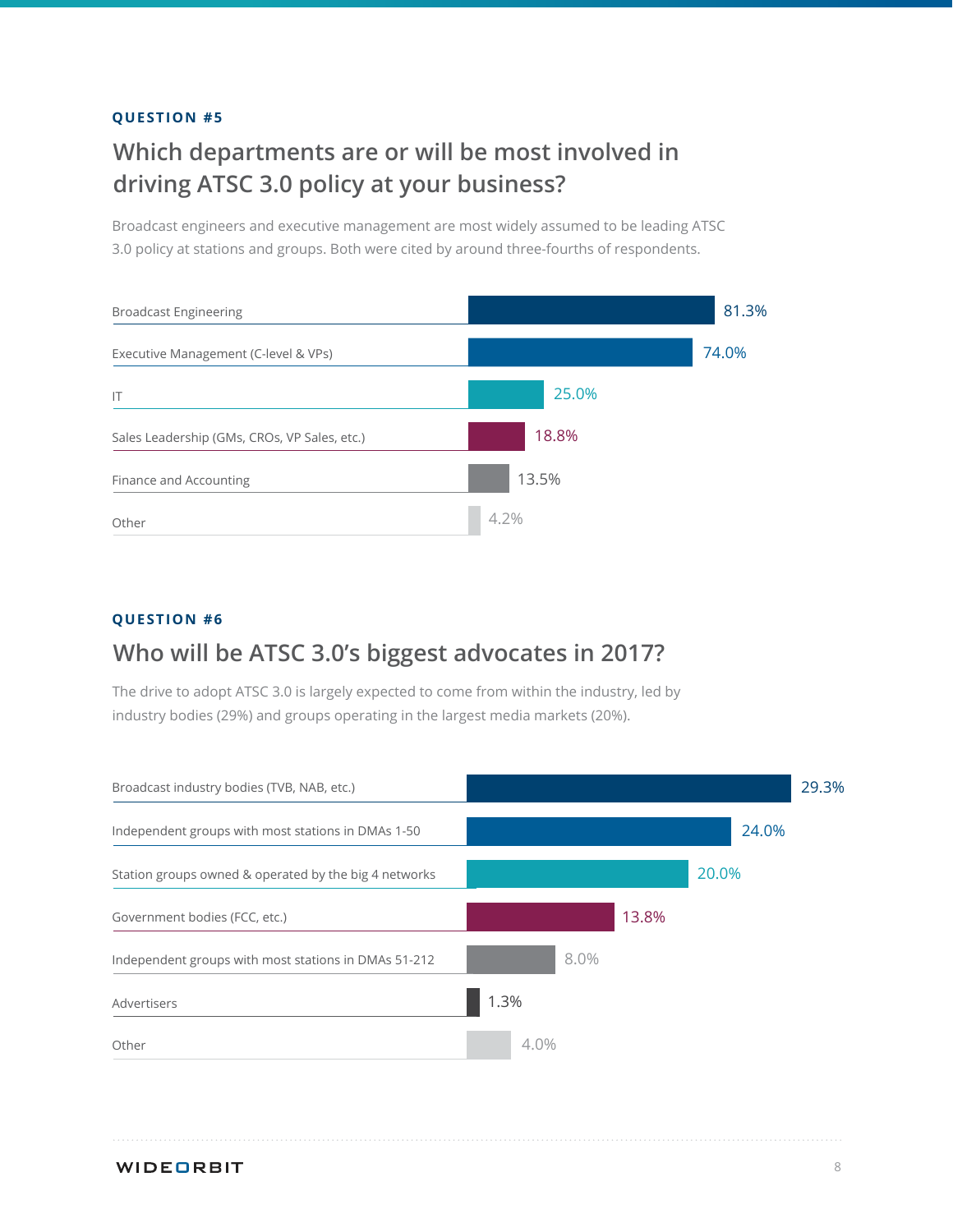**QUESTION #5**

## Which departments are or will be most involved in driving ATSC 3.0 policy at your business?

Broadcast engineers and executive management are most widely assumed to be leading ATSC 3.0 policy at stations and groups. Both were cited by around three-fourths of respondents.

| Department | Percentage |
| --- | --- |
| Broadcast Engineering | 81.3% |
| Executive Management (C-level & VPs) | 74.0% |
| IT | 25.0% |
| Sales Leadership (GMs, CROs, VP Sales, etc.) | 18.8% |
| Finance and Accounting | 13.5% |
| Other | 4.2% |

**QUESTION #6**

## Who will be ATSC 3.0's biggest advocates in 2017?

The drive to adopt ATSC 3.0 is largely expected to come from within the industry, led by industry bodies (29%) and groups operating in the largest media markets (20%).

| Advocate | Percentage |
| --- | --- |
| Broadcast industry bodies (TVB, NAB, etc.) | 29.3% |
| Independent groups with most stations in DMAs 1-50 | 24.0% |
| Station groups owned & operated by the big 4 networks | 20.0% |
| Government bodies (FCC, etc.) | 13.8% |
| Independent groups with most stations in DMAs 51-212 | 8.0% |
| Advertisers | 1.3% |
| Other | 4.0% |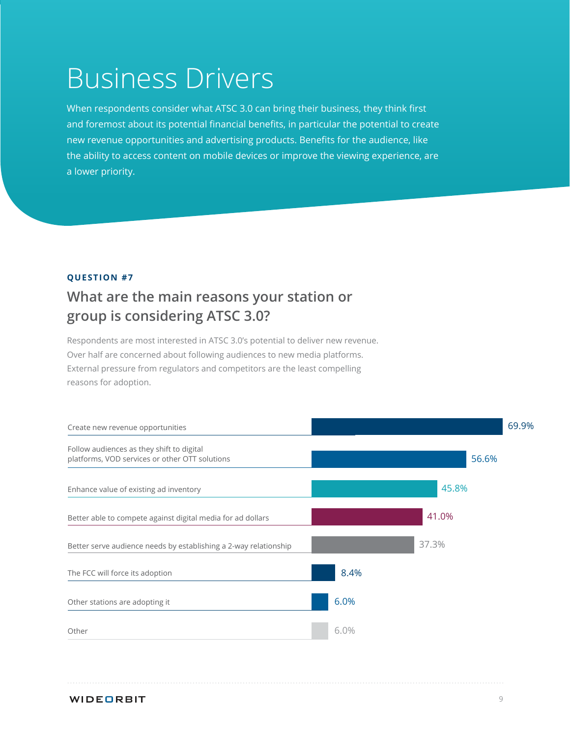# Business Drivers

When respondents consider what ATSC 3.0 can bring their business, they think first and foremost about its potential financial benefits, in particular the potential to create new revenue opportunities and advertising products. Benefits for the audience, like the ability to access content on mobile devices or improve the viewing experience, are a lower priority.

**QUESTION #7**

## What are the main reasons your station or group is considering ATSC 3.0?

Respondents are most interested in ATSC 3.0's potential to deliver new revenue. Over half are concerned about following audiences to new media platforms. External pressure from regulators and competitors are the least compelling reasons for adoption.

| Reason | Percentage |
| --- | --- |
| Create new revenue opportunities | 69.9% |
| Follow audiences as they shift to digital platforms, VOD services or other OTT solutions | 56.6% |
| Enhance value of existing ad inventory | 45.8% |
| Better able to compete against digital media for ad dollars | 41.0% |
| Better serve audience needs by establishing a 2-way relationship | 37.3% |
| The FCC will force its adoption | 8.4% |
| Other stations are adopting it | 6.0% |
| Other | 6.0% |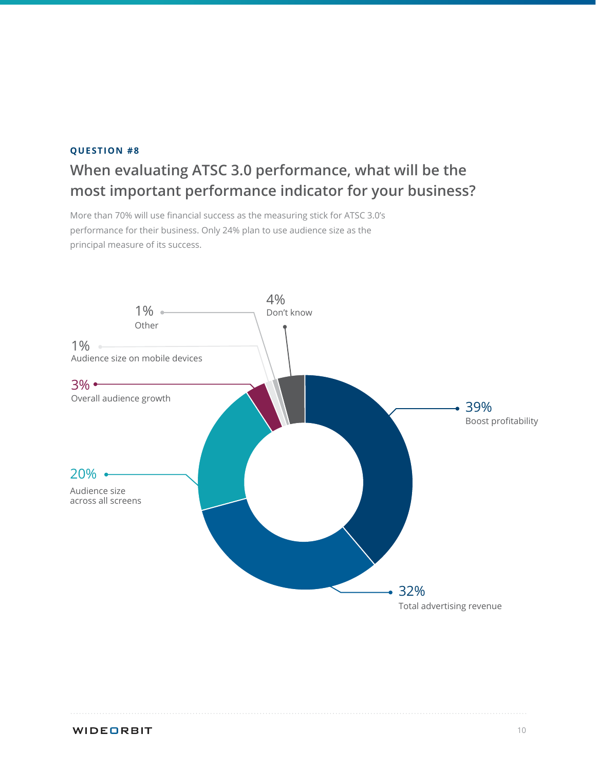**QUESTION #8**

## When evaluating ATSC 3.0 performance, what will be the most important performance indicator for your business?

More than 70% will use financial success as the measuring stick for ATSC 3.0's performance for their business. Only 24% plan to use audience size as the principal measure of its success.

39%
Boost profitability

32%
Total advertising revenue

20%
Audience size across all screens

3%
Overall audience growth

1%
Audience size on mobile devices

1%
Other

4%
Don't know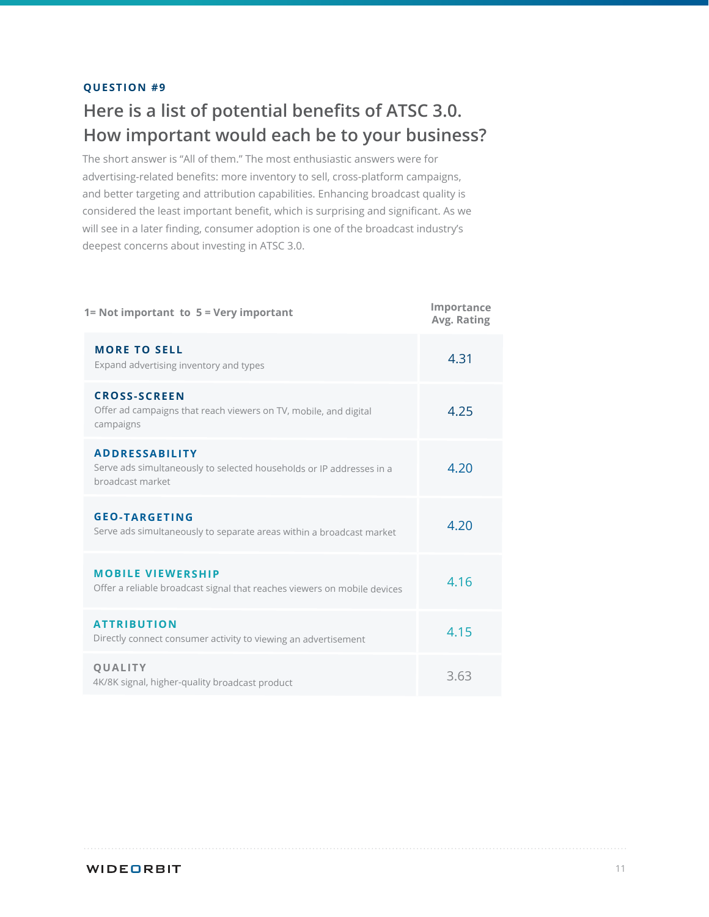### QUESTION #9

## Here is a list of potential benefits of ATSC 3.0. How important would each be to your business?

The short answer is "All of them." The most enthusiastic answers were for advertising-related benefits: more inventory to sell, cross-platform campaigns, and better targeting and attribution capabilities. Enhancing broadcast quality is considered the least important benefit, which is surprising and significant. As we will see in a later finding, consumer adoption is one of the broadcast industry's deepest concerns about investing in ATSC 3.0.

| 1= Not important to 5 = Very important | Importance Avg. Rating |
|---|---|
| **MORE TO SELL** Expand advertising inventory and types | 4.31 |
| **CROSS-SCREEN** Offer ad campaigns that reach viewers on TV, mobile, and digital campaigns | 4.25 |
| **ADDRESSABILITY** Serve ads simultaneously to selected households or IP addresses in a broadcast market | 4.20 |
| **GEO-TARGETING** Serve ads simultaneously to separate areas within a broadcast market | 4.20 |
| **MOBILE VIEWERSHIP** Offer a reliable broadcast signal that reaches viewers on mobile devices | 4.16 |
| **ATTRIBUTION** Directly connect consumer activity to viewing an advertisement | 4.15 |
| **QUALITY** 4K/8K signal, higher-quality broadcast product | 3.63 |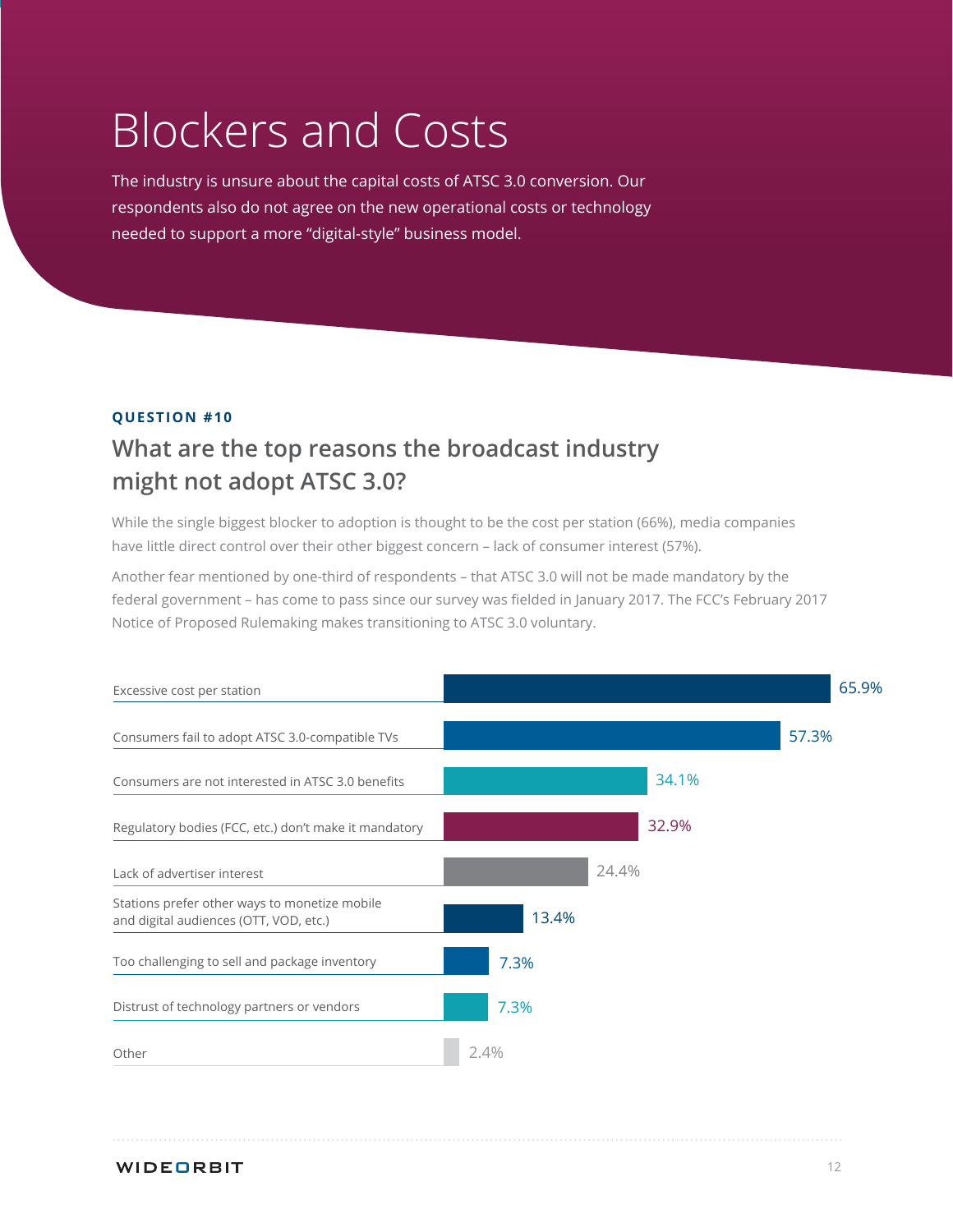# Blockers and Costs

The industry is unsure about the capital costs of ATSC 3.0 conversion. Our respondents also do not agree on the new operational costs or technology needed to support a more "digital-style" business model.

**QUESTION #10**

## What are the top reasons the broadcast industry might not adopt ATSC 3.0?

While the single biggest blocker to adoption is thought to be the cost per station (66%), media companies have little direct control over their other biggest concern – lack of consumer interest (57%).

Another fear mentioned by one-third of respondents – that ATSC 3.0 will not be made mandatory by the federal government – has come to pass since our survey was fielded in January 2017. The FCC's February 2017 Notice of Proposed Rulemaking makes transitioning to ATSC 3.0 voluntary.

| Reason | Percentage |
| --- | --- |
| Excessive cost per station | 65.9% |
| Consumers fail to adopt ATSC 3.0-compatible TVs | 57.3% |
| Consumers are not interested in ATSC 3.0 benefits | 34.1% |
| Regulatory bodies (FCC, etc.) don't make it mandatory | 32.9% |
| Lack of advertiser interest | 24.4% |
| Stations prefer other ways to monetize mobile and digital audiences (OTT, VOD, etc.) | 13.4% |
| Too challenging to sell and package inventory | 7.3% |
| Distrust of technology partners or vendors | 7.3% |
| Other | 2.4% |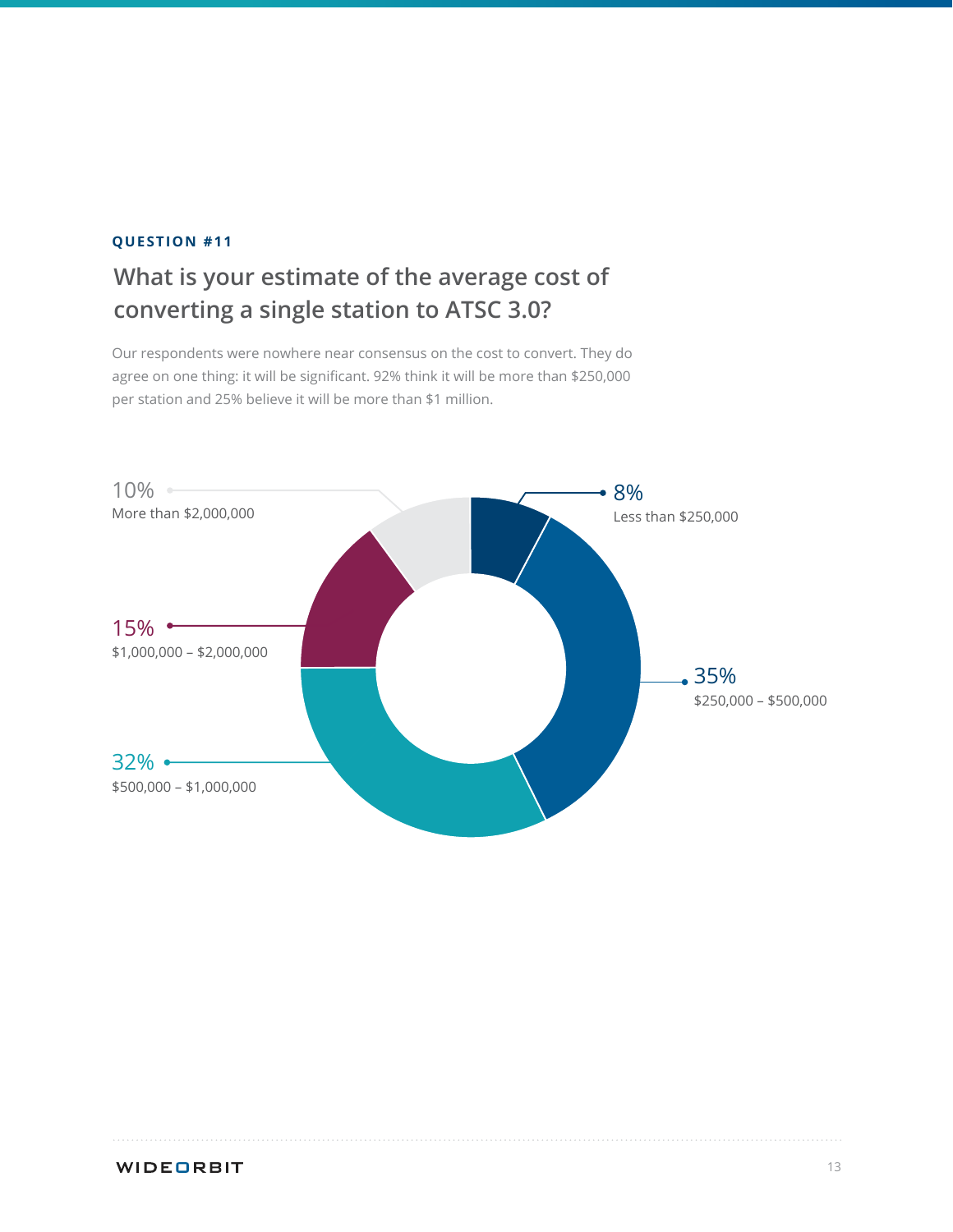**QUESTION #11**

## What is your estimate of the average cost of converting a single station to ATSC 3.0?

Our respondents were nowhere near consensus on the cost to convert. They do agree on one thing: it will be significant. 92% think it will be more than $250,000 per station and 25% believe it will be more than $1 million.

10%
More than $2,000,000

8%
Less than $250,000

15%
$1,000,000 – $2,000,000

35%
$250,000 – $500,000

32%
$500,000 – $1,000,000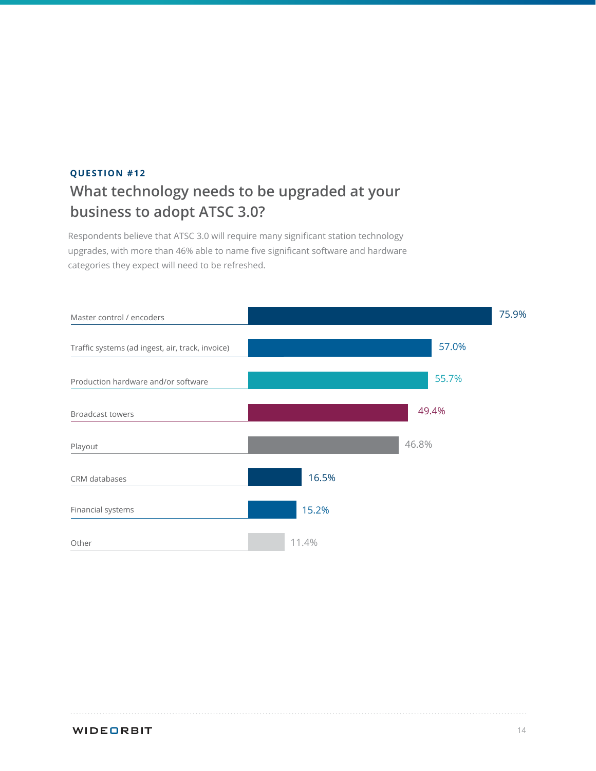**QUESTION #12**

## What technology needs to be upgraded at your business to adopt ATSC 3.0?

Respondents believe that ATSC 3.0 will require many significant station technology upgrades, with more than 46% able to name five significant software and hardware categories they expect will need to be refreshed.

| Technology | Percentage |
|---|---|
| Master control / encoders | 75.9% |
| Traffic systems (ad ingest, air, track, invoice) | 57.0% |
| Production hardware and/or software | 55.7% |
| Broadcast towers | 49.4% |
| Playout | 46.8% |
| CRM databases | 16.5% |
| Financial systems | 15.2% |
| Other | 11.4% |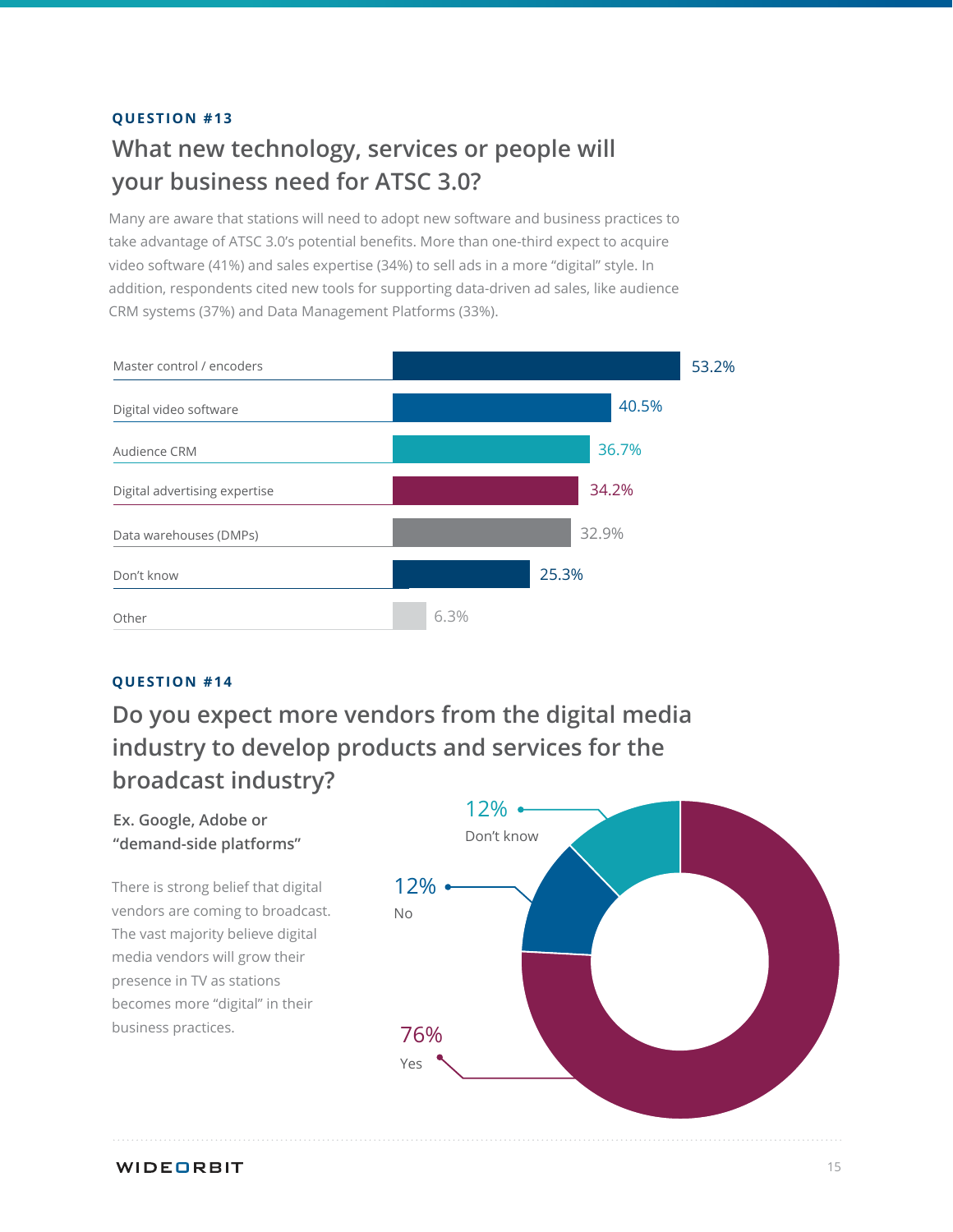**QUESTION #13**

## What new technology, services or people will your business need for ATSC 3.0?

Many are aware that stations will need to adopt new software and business practices to take advantage of ATSC 3.0's potential benefits. More than one-third expect to acquire video software (41%) and sales expertise (34%) to sell ads in a more "digital" style. In addition, respondents cited new tools for supporting data-driven ad sales, like audience CRM systems (37%) and Data Management Platforms (33%).

| Response | Percent |
|---|---|
| Master control / encoders | 53.2% |
| Digital video software | 40.5% |
| Audience CRM | 36.7% |
| Digital advertising expertise | 34.2% |
| Data warehouses (DMPs) | 32.9% |
| Don't know | 25.3% |
| Other | 6.3% |

**QUESTION #14**

## Do you expect more vendors from the digital media industry to develop products and services for the broadcast industry?

**Ex. Google, Adobe or "demand-side platforms"**

There is strong belief that digital vendors are coming to broadcast. The vast majority believe digital media vendors will grow their presence in TV as stations becomes more "digital" in their business practices.

| Response | Percent |
|---|---|
| Yes | 76% |
| No | 12% |
| Don't know | 12% |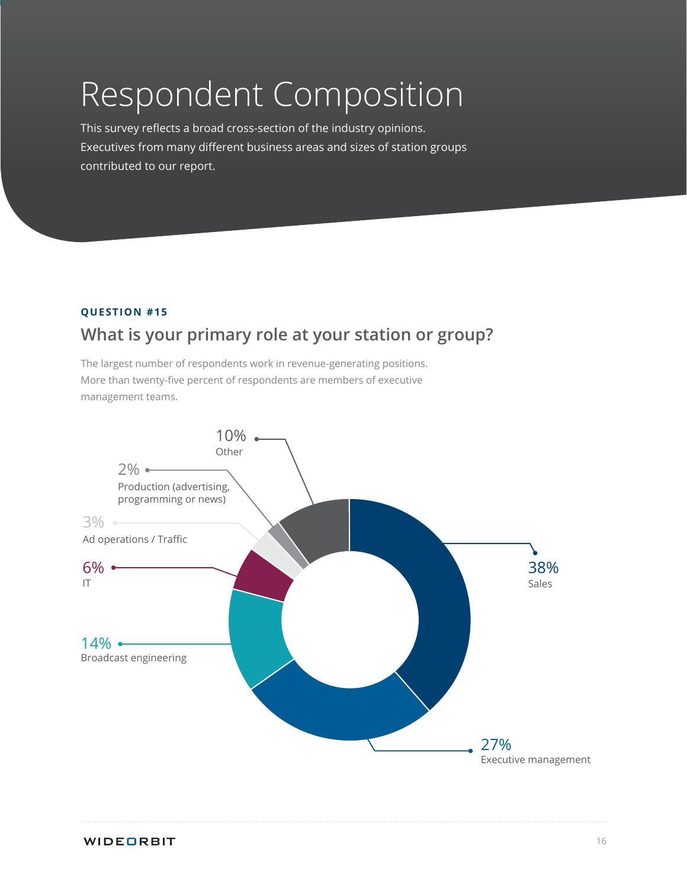# Respondent Composition

This survey reflects a broad cross-section of the industry opinions. Executives from many different business areas and sizes of station groups contributed to our report.

**QUESTION #15**

## What is your primary role at your station or group?

The largest number of respondents work in revenue-generating positions. More than twenty-five percent of respondents are members of executive management teams.

| Role | Percentage |
| --- | --- |
| Sales | 38% |
| Executive management | 27% |
| Broadcast engineering | 14% |
| Other | 10% |
| IT | 6% |
| Ad operations / Traffic | 3% |
| Production (advertising, programming or news) | 2% |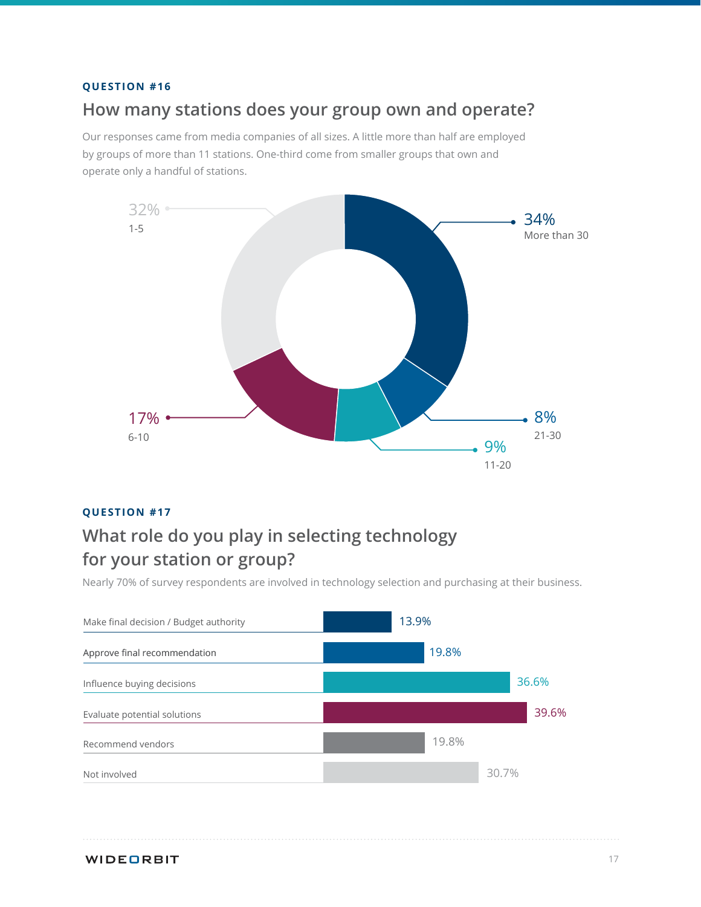**QUESTION #16**

## How many stations does your group own and operate?

Our responses came from media companies of all sizes. A little more than half are employed by groups of more than 11 stations. One-third come from smaller groups that own and operate only a handful of stations.

| Stations | Percentage |
|---|---|
| 1-5 | 32% |
| 6-10 | 17% |
| 11-20 | 9% |
| 21-30 | 8% |
| More than 30 | 34% |

**QUESTION #17**

## What role do you play in selecting technology for your station or group?

Nearly 70% of survey respondents are involved in technology selection and purchasing at their business.

| Role | Percentage |
|---|---|
| Make final decision / Budget authority | 13.9% |
| Approve final recommendation | 19.8% |
| Influence buying decisions | 36.6% |
| Evaluate potential solutions | 39.6% |
| Recommend vendors | 19.8% |
| Not involved | 30.7% |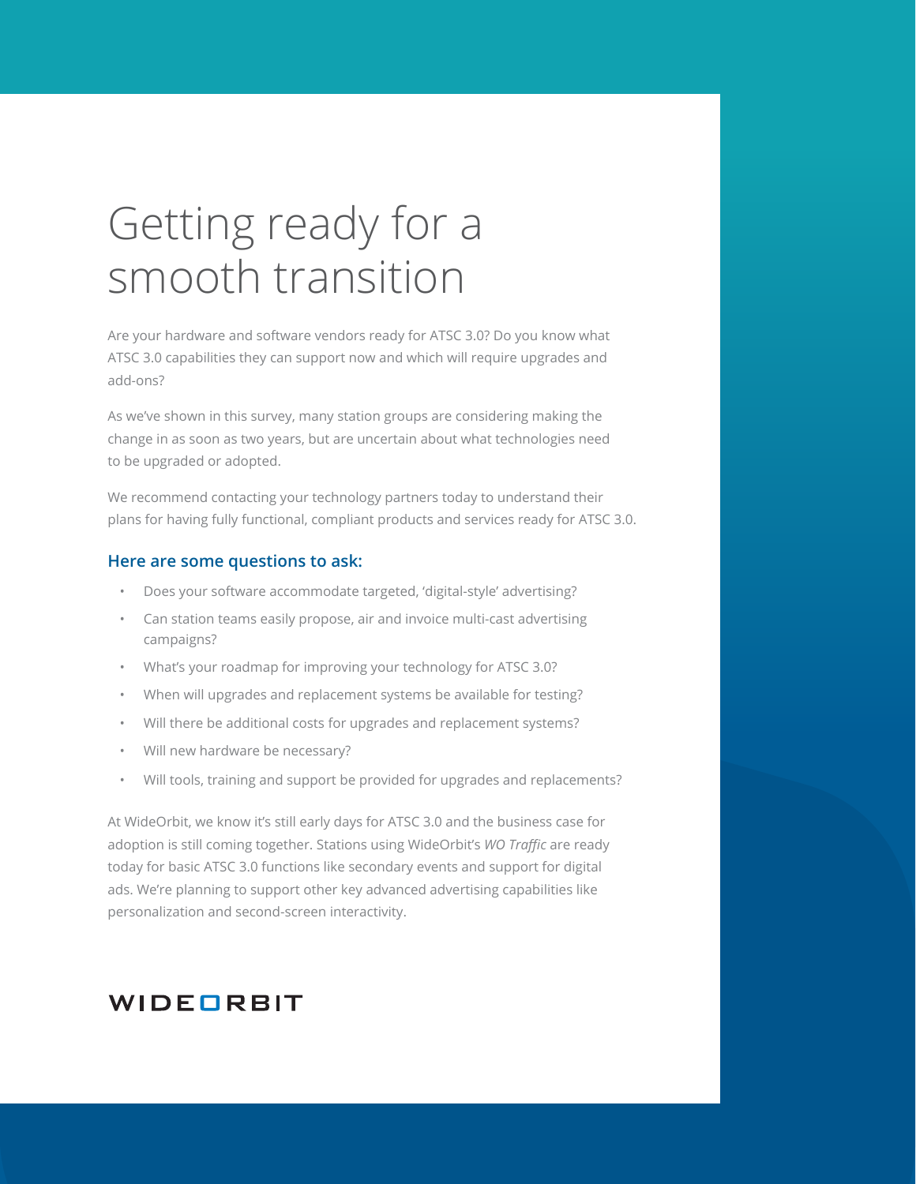# Getting ready for a smooth transition

Are your hardware and software vendors ready for ATSC 3.0? Do you know what ATSC 3.0 capabilities they can support now and which will require upgrades and add-ons?

As we've shown in this survey, many station groups are considering making the change in as soon as two years, but are uncertain about what technologies need to be upgraded or adopted.

We recommend contacting your technology partners today to understand their plans for having fully functional, compliant products and services ready for ATSC 3.0.

### Here are some questions to ask:

- Does your software accommodate targeted, 'digital-style' advertising?
- Can station teams easily propose, air and invoice multi-cast advertising campaigns?
- What's your roadmap for improving your technology for ATSC 3.0?
- When will upgrades and replacement systems be available for testing?
- Will there be additional costs for upgrades and replacement systems?
- Will new hardware be necessary?
- Will tools, training and support be provided for upgrades and replacements?

At WideOrbit, we know it's still early days for ATSC 3.0 and the business case for adoption is still coming together. Stations using WideOrbit's *WO Traffic* are ready today for basic ATSC 3.0 functions like secondary events and support for digital ads. We're planning to support other key advanced advertising capabilities like personalization and second-screen interactivity.

WIDEORBIT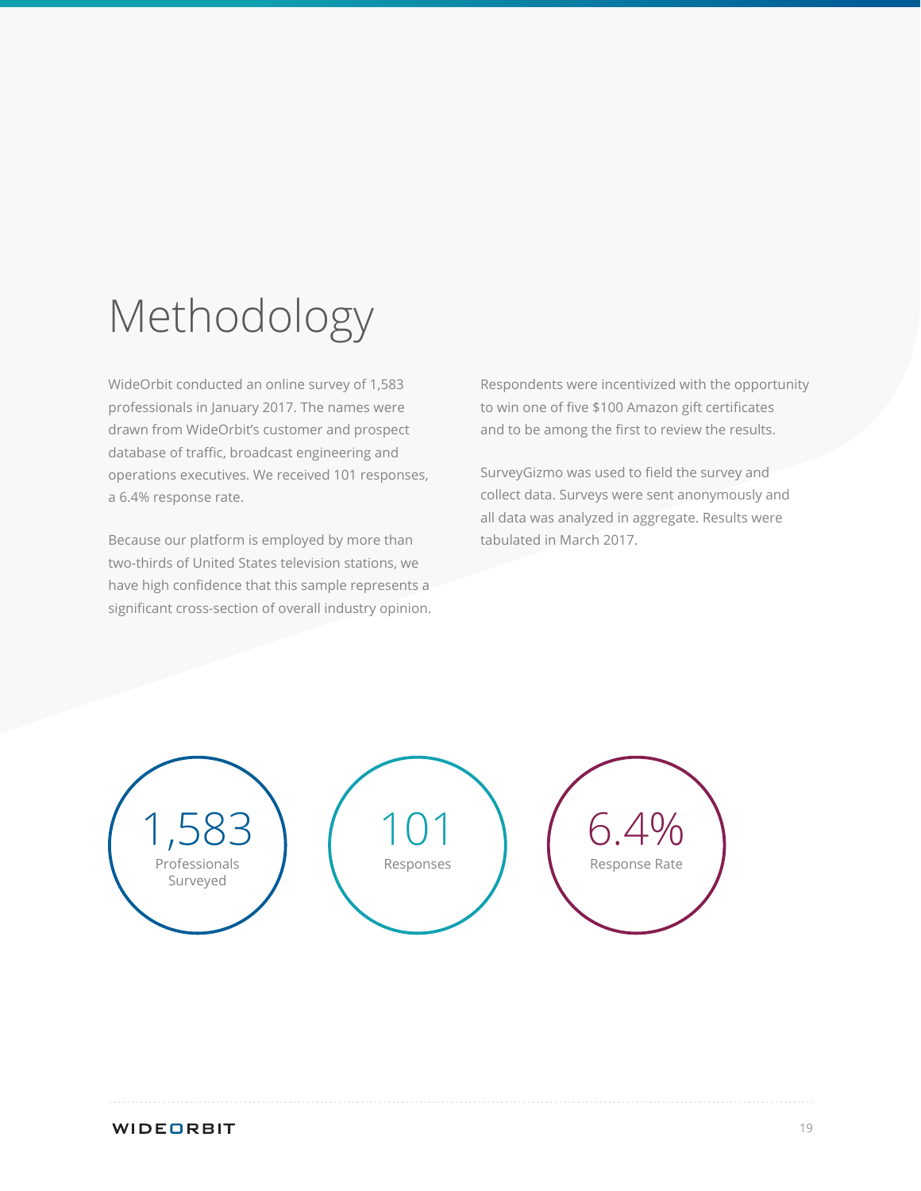# Methodology

WideOrbit conducted an online survey of 1,583 professionals in January 2017. The names were drawn from WideOrbit's customer and prospect database of traffic, broadcast engineering and operations executives. We received 101 responses, a 6.4% response rate.

Because our platform is employed by more than two-thirds of United States television stations, we have high confidence that this sample represents a significant cross-section of overall industry opinion.

Respondents were incentivized with the opportunity to win one of five $100 Amazon gift certificates and to be among the first to review the results.

SurveyGizmo was used to field the survey and collect data. Surveys were sent anonymously and all data was analyzed in aggregate. Results were tabulated in March 2017.

**1,583**
Professionals Surveyed

**101**
Responses

**6.4%**
Response Rate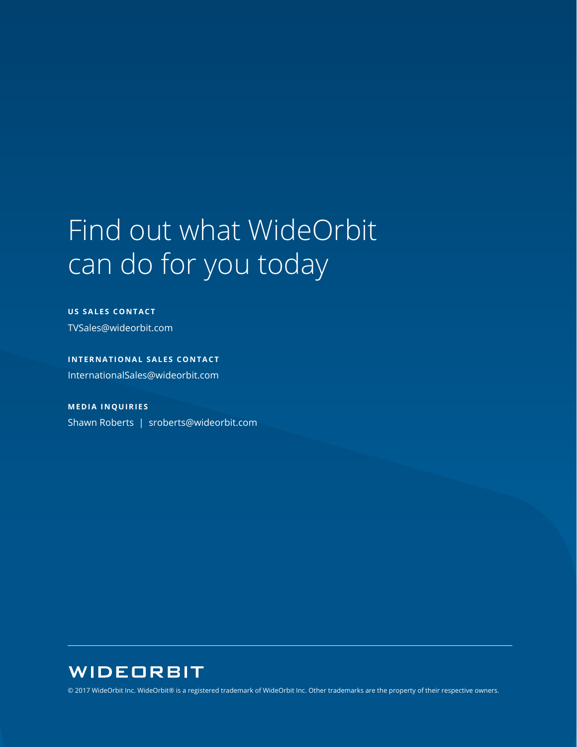# Find out what WideOrbit can do for you today

**US SALES CONTACT**

TVSales@wideorbit.com

**INTERNATIONAL SALES CONTACT**

InternationalSales@wideorbit.com

**MEDIA INQUIRIES**

Shawn Roberts | sroberts@wideorbit.com

WIDEORBIT

© 2017 WideOrbit Inc. WideOrbit® is a registered trademark of WideOrbit Inc. Other trademarks are the property of their respective owners.